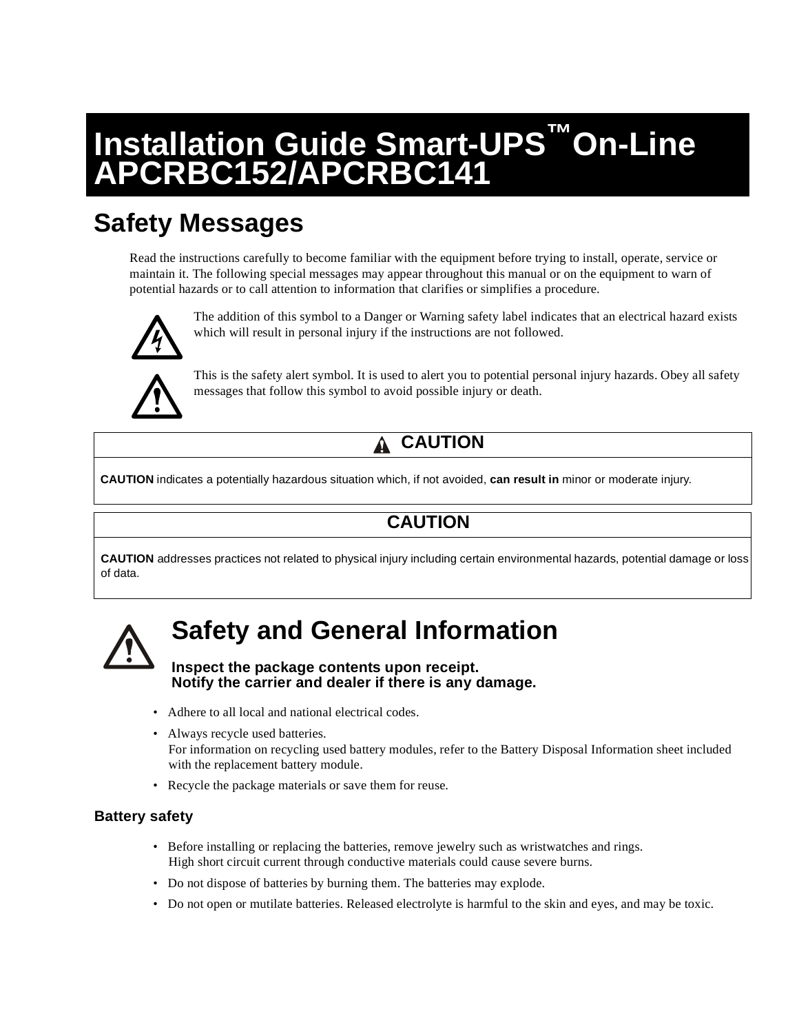# Installation Guide Smart-UPS™ On-Line APCRBC152/APCRBC141

## Safety Messages

Read the instructions carefully to become familiar with the equipment before trying to install, operate, service or maintain it. The following special messages may appear throughout this manual or on the equipment to warn of potential hazards or to call attention to information that clarifies or simplifies a procedure.

The addition of this symbol to a Danger or Warning safety label indicates that an electrical hazard exists which will result in personal injury if the instructions are not followed.

This is the safety alert symbol. It is used to alert you to potential personal injury hazards. Obey all safety messages that follow this symbol to avoid possible injury or death.

| CAUTION |
| --- |
| **CAUTION** indicates a potentially hazardous situation which, if not avoided, **can result in** minor or moderate injury. |

| CAUTION |
| --- |
| **CAUTION** addresses practices not related to physical injury including certain environmental hazards, potential damage or loss of data. |

## Safety and General Information

**Inspect the package contents upon receipt.**
**Notify the carrier and dealer if there is any damage.**

- Adhere to all local and national electrical codes.
- Always recycle used batteries.
  For information on recycling used battery modules, refer to the Battery Disposal Information sheet included with the replacement battery module.
- Recycle the package materials or save them for reuse.

### Battery safety

- Before installing or replacing the batteries, remove jewelry such as wristwatches and rings.
  High short circuit current through conductive materials could cause severe burns.
- Do not dispose of batteries by burning them. The batteries may explode.
- Do not open or mutilate batteries. Released electrolyte is harmful to the skin and eyes, and may be toxic.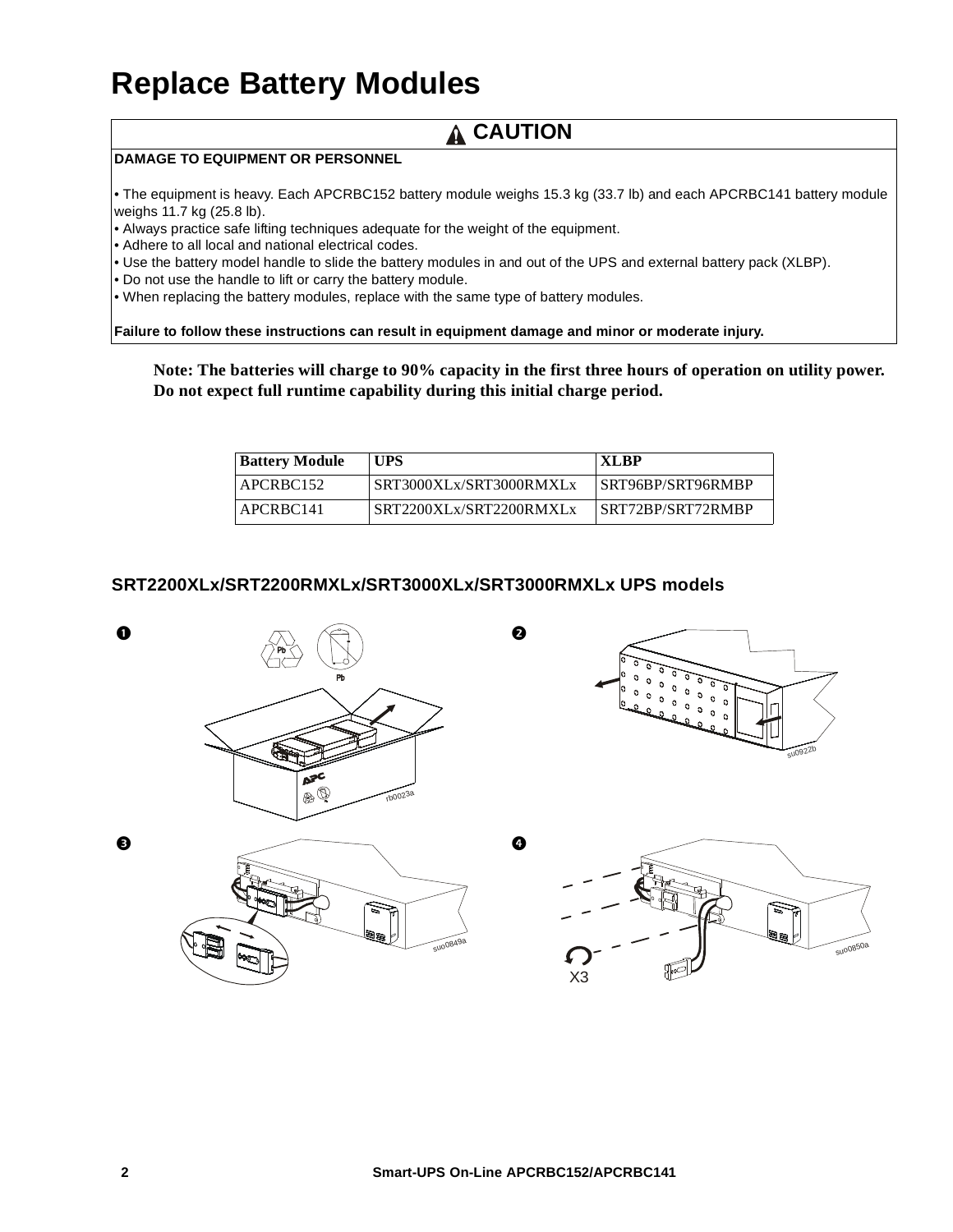# Replace Battery Modules

**⚠ CAUTION**

**DAMAGE TO EQUIPMENT OR PERSONNEL**

- The equipment is heavy. Each APCRBC152 battery module weighs 15.3 kg (33.7 lb) and each APCRBC141 battery module weighs 11.7 kg (25.8 lb).
- Always practice safe lifting techniques adequate for the weight of the equipment.
- Adhere to all local and national electrical codes.
- Use the battery model handle to slide the battery modules in and out of the UPS and external battery pack (XLBP).
- Do not use the handle to lift or carry the battery module.
- When replacing the battery modules, replace with the same type of battery modules.

**Failure to follow these instructions can result in equipment damage and minor or moderate injury.**

**Note: The batteries will charge to 90% capacity in the first three hours of operation on utility power. Do not expect full runtime capability during this initial charge period.**

| Battery Module | UPS | XLBP |
|---|---|---|
| APCRBC152 | SRT3000XLx/SRT3000RMXLx | SRT96BP/SRT96RMBP |
| APCRBC141 | SRT2200XLx/SRT2200RMXLx | SRT72BP/SRT72RMBP |

## SRT2200XLx/SRT2200RMXLx/SRT3000XLx/SRT3000RMXLx UPS models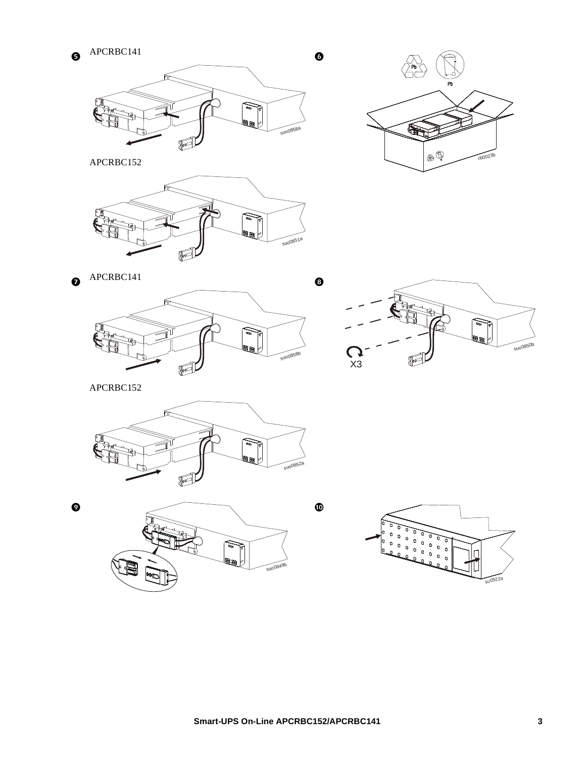❺ APCRBC141

suo0858a

APCRBC152

suo0851a

❻

rb0023b

❼ APCRBC141

suo0858b

APCRBC152

suo0852a

❽

X3

suo0850b

❾

suo0849b

❿

su0922a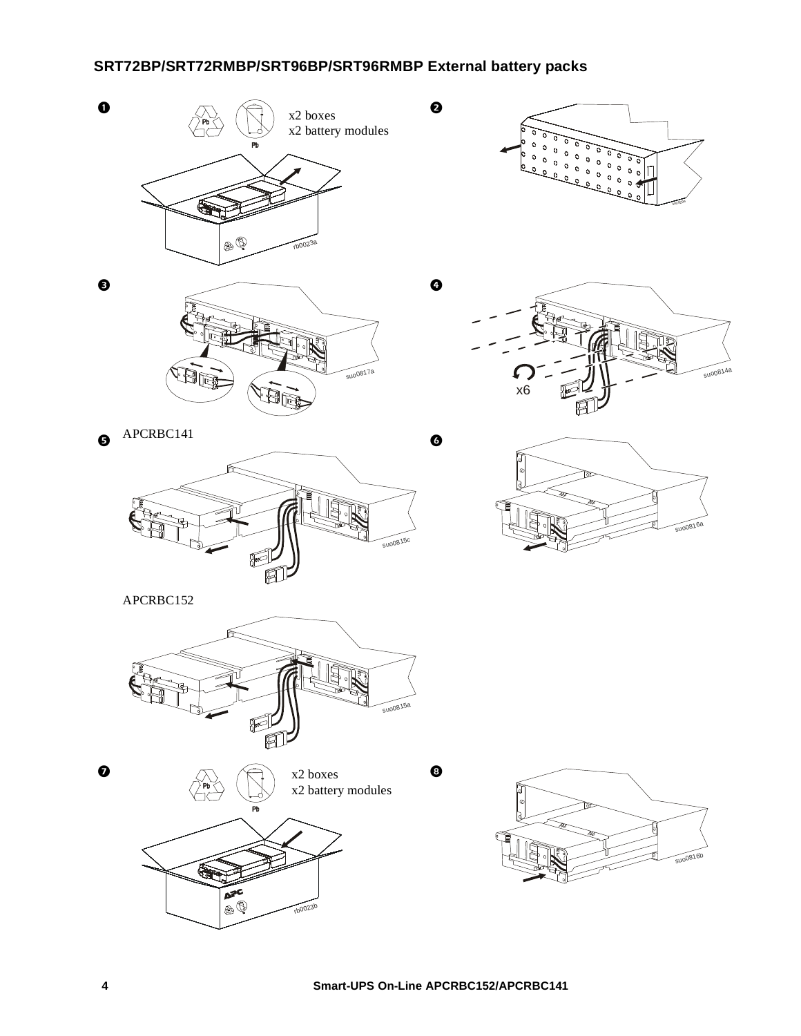## SRT72BP/SRT72RMBP/SRT96BP/SRT96RMBP External battery packs

❶

x2 boxes
x2 battery modules

❷

❸

❹

x6

❺ APCRBC141

❻

APCRBC152

❼

x2 boxes
x2 battery modules

❽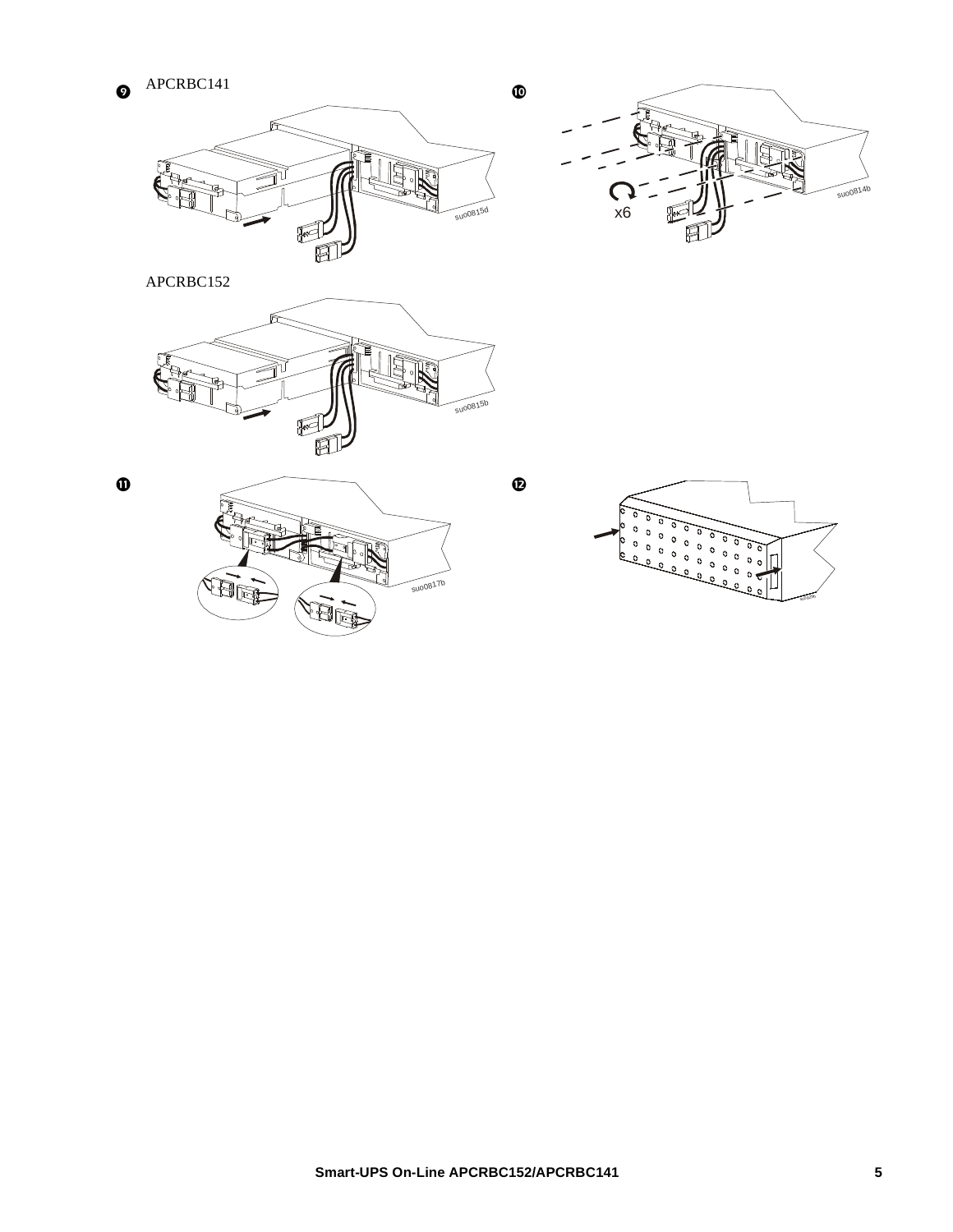❾ APCRBC141

APCRBC152

❿

⓫

⓬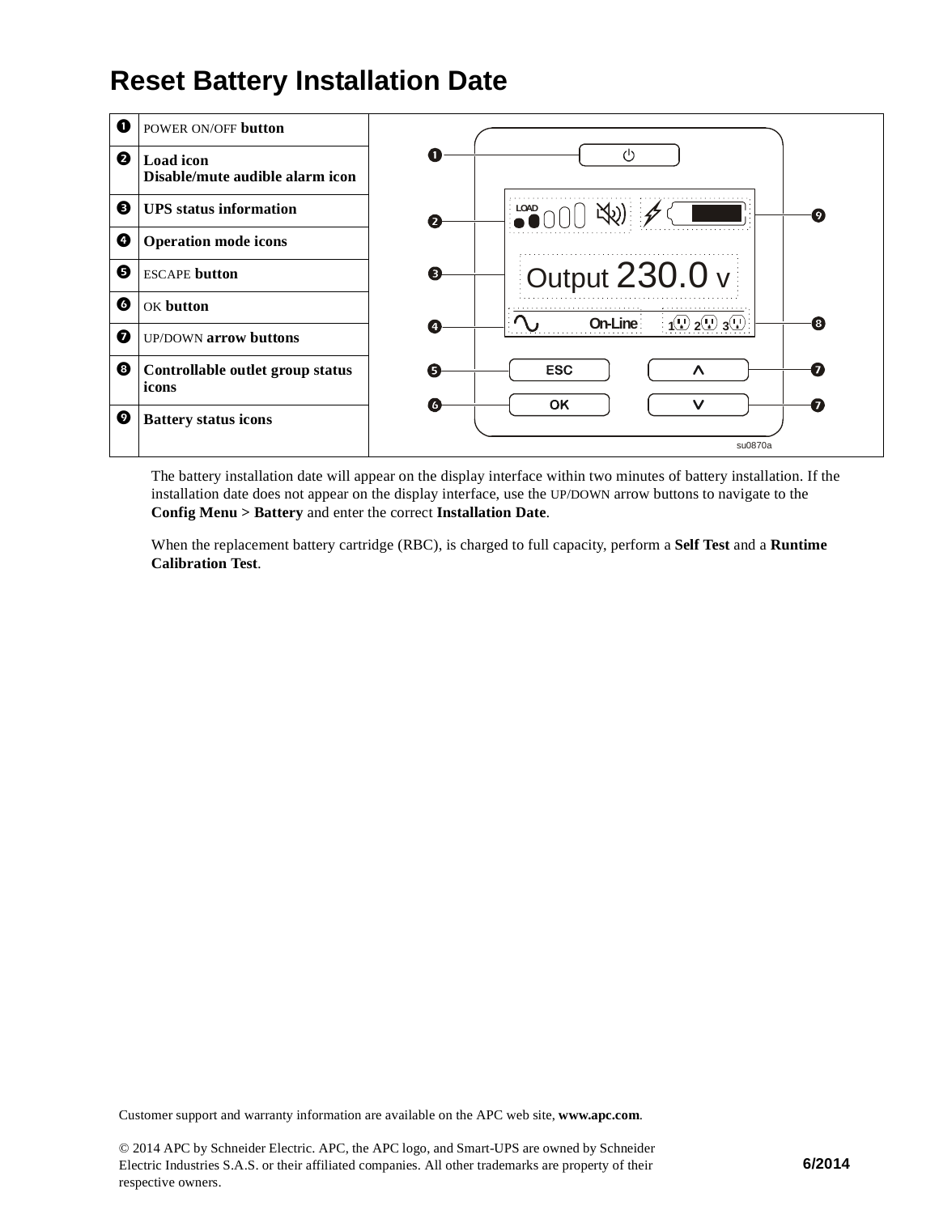# Reset Battery Installation Date

| | |
|---|---|
| ❶ | POWER ON/OFF **button** |
| ❷ | **Load icon**<br>**Disable/mute audible alarm icon** |
| ❸ | **UPS status information** |
| ❹ | **Operation mode icons** |
| ❺ | ESCAPE **button** |
| ❻ | OK **button** |
| ❼ | UP/DOWN **arrow buttons** |
| ❽ | **Controllable outlet group status icons** |
| ❾ | **Battery status icons** |

LOAD
Output 230.0 V
On-Line
1 2 3
ESC
OK
su0870a

The battery installation date will appear on the display interface within two minutes of battery installation. If the installation date does not appear on the display interface, use the UP/DOWN arrow buttons to navigate to the **Config Menu > Battery** and enter the correct **Installation Date**.

When the replacement battery cartridge (RBC), is charged to full capacity, perform a **Self Test** and a **Runtime Calibration Test**.

Customer support and warranty information are available on the APC web site, **www.apc.com**.

© 2014 APC by Schneider Electric. APC, the APC logo, and Smart-UPS are owned by Schneider Electric Industries S.A.S. or their affiliated companies. All other trademarks are property of their respective owners.

**6/2014**